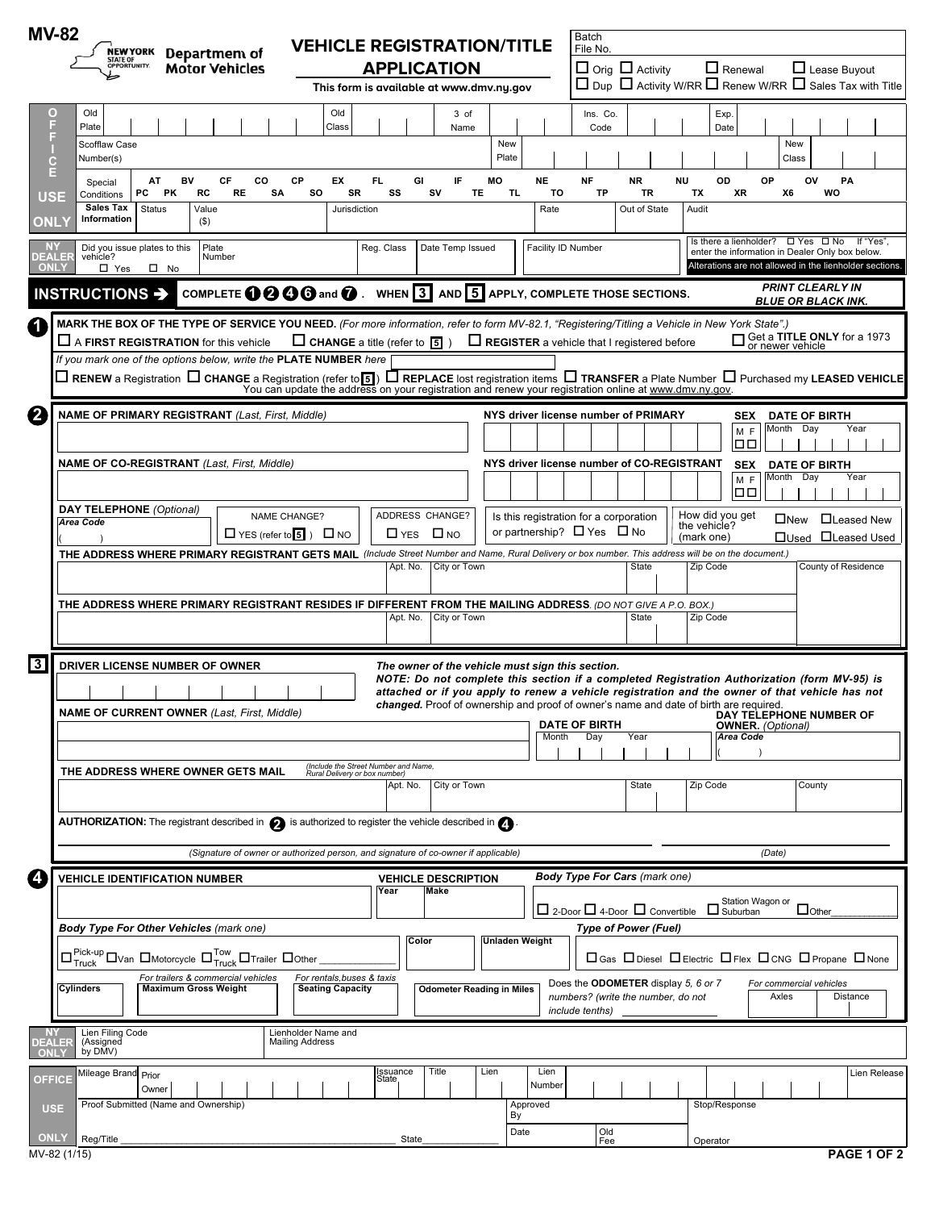# MV-82

NEW YORK STATE OF OPPORTUNITY. Department of Motor Vehicles

## VEHICLE REGISTRATION/TITLE APPLICATION

**This form is available at www.dmv.ny.gov**

Batch File No.

☐ Orig ☐ Activity ☐ Renewal ☐ Lease Buyout
☐ Dup ☐ Activity W/RR ☐ Renew W/RR ☐ Sales Tax with Title

**OFFICE USE ONLY**

Old Plate | Old Class | 3 of Name | Ins. Co. Code | Exp. Date

Scofflaw Case Number(s) | New Plate | New Class

Special Conditions: AT PC PK BV RC CF RE CO SA CP SO EX SR FL SS GI SV IF TE MO TL NE TO NF TP NR TR NU TX OD XR OP X6 OV WO PA

Sales Tax Information | Status | Value ($) | Jurisdiction | Rate | Out of State | Audit

**NY DEALER ONLY**

Did you issue plates to this vehicle? ☐ Yes ☐ No | Plate Number | Reg. Class | Date Temp Issued | Facility ID Number | Is there a lienholder? ☐ Yes ☐ No If "Yes", enter the information in Dealer Only box below. Alterations are not allowed in the lienholder sections.

## INSTRUCTIONS ➔ COMPLETE 1 2 4 6 and 7. WHEN 3 AND 5 APPLY, COMPLETE THOSE SECTIONS.

***PRINT CLEARLY IN BLUE OR BLACK INK.***

### 1

**MARK THE BOX OF THE TYPE OF SERVICE YOU NEED.** *(For more information, refer to form MV-82.1, "Registering/Titling a Vehicle in New York State".)*

☐ A **FIRST REGISTRATION** for this vehicle ☐ **CHANGE** a title (refer to 5) ☐ **REGISTER** a vehicle that I registered before ☐ Get a **TITLE ONLY** for a 1973 or newer vehicle

*If you mark one of the options below, write the* **PLATE NUMBER** *here*

☐ **RENEW** a Registration ☐ **CHANGE** a Registration (refer to 5) ☐ **REPLACE** lost registration items ☐ **TRANSFER** a Plate Number ☐ Purchased my **LEASED VEHICLE**

You can update the address on your registration and renew your registration online at www.dmv.ny.gov.

### 2

**NAME OF PRIMARY REGISTRANT** *(Last, First, Middle)* | **NYS driver license number of PRIMARY** | **SEX** M F | **DATE OF BIRTH** Month Day Year

**NAME OF CO-REGISTRANT** *(Last, First, Middle)* | **NYS driver license number of CO-REGISTRANT** | **SEX** M F | **DATE OF BIRTH** Month Day Year

**DAY TELEPHONE** *(Optional)* **Area Code** ( ) | NAME CHANGE? ☐ YES (refer to 5) ☐ NO | ADDRESS CHANGE? ☐ YES ☐ NO | Is this registration for a corporation or partnership? ☐ Yes ☐ No | How did you get the vehicle? (mark one) ☐New ☐Leased New ☐Used ☐Leased Used

**THE ADDRESS WHERE PRIMARY REGISTRANT GETS MAIL** *(Include Street Number and Name, Rural Delivery or box number. This address will be on the document.)* | Apt. No. | City or Town | State | Zip Code | County of Residence

**THE ADDRESS WHERE PRIMARY REGISTRANT RESIDES IF DIFFERENT FROM THE MAILING ADDRESS**. *(DO NOT GIVE A P.O. BOX.)* | Apt. No. | City or Town | State | Zip Code

### 3

**DRIVER LICENSE NUMBER OF OWNER**

***The owner of the vehicle must sign this section.***
***NOTE: Do not complete this section if a completed Registration Authorization (form MV-95) is attached or if you apply to renew a vehicle registration and the owner of that vehicle has not changed.*** *Proof of ownership and proof of owner's name and date of birth are required.*

**NAME OF CURRENT OWNER** *(Last, First, Middle)* | **DATE OF BIRTH** Month Day Year | **DAY TELEPHONE NUMBER OF OWNER.** *(Optional)* **Area Code** ( )

**THE ADDRESS WHERE OWNER GETS MAIL** *(Include the Street Number and Name, Rural Delivery or box number)* | Apt. No. | City or Town | State | Zip Code | County

**AUTHORIZATION:** The registrant described in 2 is authorized to register the vehicle described in 4.

*(Signature of owner or authorized person, and signature of co-owner if applicable)* *(Date)*

### 4

**VEHICLE IDENTIFICATION NUMBER** | **VEHICLE DESCRIPTION** Year | Make

***Body Type For Cars*** *(mark one)* ☐ 2-Door ☐ 4-Door ☐ Convertible ☐ Station Wagon or Suburban ☐ Other___________

***Body Type For Other Vehicles*** *(mark one)* ☐ Pick-up Truck ☐ Van ☐ Motorcycle ☐ Tow Truck ☐ Trailer ☐ Other ___________ | **Color** | **Unladen Weight**

***Type of Power (Fuel)*** ☐ Gas ☐ Diesel ☐ Electric ☐ Flex ☐ CNG ☐ Propane ☐ None

**Cylinders** | *For trailers & commercial vehicles* **Maximum Gross Weight** | *For rentals,buses & taxis* **Seating Capacity** | **Odometer Reading in Miles** | Does the **ODOMETER** display *5, 6 or 7* numbers? *(write the number, do not include tenths)* | *For commercial vehicles* Axles | Distance

**NY DEALER ONLY**

Lien Filing Code (Assigned by DMV) | Lienholder Name and Mailing Address

**OFFICE USE ONLY**

Mileage Brand | Prior Owner | Issuance State | Title | Lien | Lien Number | Lien Release

Proof Submitted (Name and Ownership) | Approved By | Stop/Response

Reg/Title ____________ State ____________ | Date | Old Fee | Operator

MV-82 (1/15)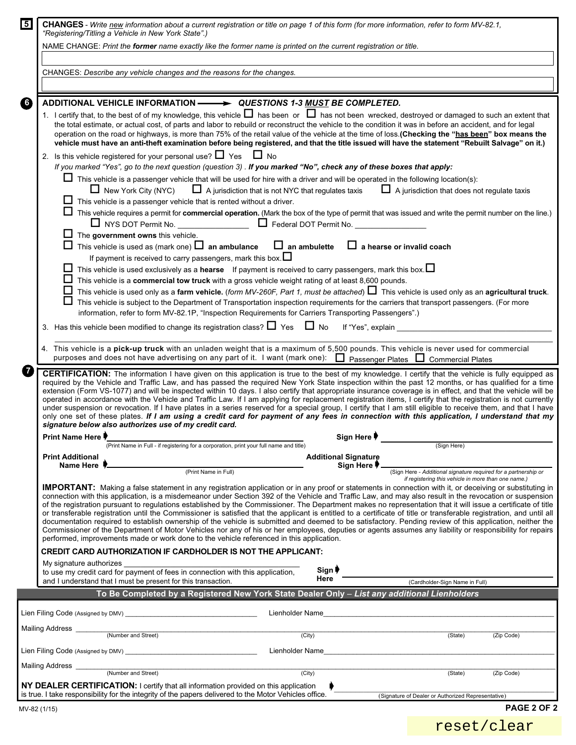## 5 CHANGES

*Write new information about a current registration or title on page 1 of this form (for more information, refer to form MV-82.1, "Registering/Titling a Vehicle in New York State".)*

NAME CHANGE: *Print the **former** name exactly like the former name is printed on the current registration or title.*

CHANGES: *Describe any vehicle changes and the reasons for the changes.*

## 6 ADDITIONAL VEHICLE INFORMATION → *QUESTIONS 1-3 MUST BE COMPLETED.*

1. I certify that, to the best of my knowledge, this vehicle ☐ has been or ☐ has not been wrecked, destroyed or damaged to such an extent that the total estimate, or actual cost, of parts and labor to rebuild or reconstruct the vehicle to the condition it was in before an accident, and for legal operation on the road or highways, is more than 75% of the retail value of the vehicle at the time of loss. **(Checking the "has been" box means the vehicle must have an anti-theft examination before being registered, and that the title issued will have the statement "Rebuilt Salvage" on it.)**

2. Is this vehicle registered for your personal use? ☐ Yes ☐ No
   *If you marked "Yes", go to the next question (question 3) . **If you marked "No", check any of these boxes that apply:***
   - ☐ This vehicle is a passenger vehicle that will be used for hire with a driver and will be operated in the following location(s):
     ☐ New York City (NYC) ☐ A jurisdiction that is not NYC that regulates taxis ☐ A jurisdiction that does not regulate taxis
   - ☐ This vehicle is a passenger vehicle that is rented without a driver.
   - ☐ This vehicle requires a permit for **commercial operation.** (Mark the box of the type of permit that was issued and write the permit number on the line.)
     ☐ NYS DOT Permit No. ________________ ☐ Federal DOT Permit No. ________________
   - ☐ The **government owns** this vehicle.
   - ☐ This vehicle is used as (mark one) ☐ **an ambulance** ☐ **an ambulette** ☐ **a hearse or invalid coach**
     If payment is received to carry passengers, mark this box. ☐
   - ☐ This vehicle is used exclusively as a **hearse** If payment is received to carry passengers, mark this box. ☐
   - ☐ This vehicle is a **commercial tow truck** with a gross vehicle weight rating of at least 8,600 pounds.
   - ☐ This vehicle is used only as a **farm vehicle.** (*form MV-260F, Part 1, must be attached*) ☐ This vehicle is used only as an **agricultural truck**.
   - ☐ This vehicle is subject to the Department of Transportation inspection requirements for the carriers that transport passengers. (For more information, refer to form MV-82.1P, "Inspection Requirements for Carriers Transporting Passengers".)

3. Has this vehicle been modified to change its registration class? ☐ Yes ☐ No If "Yes", explain ________________________________

4. This vehicle is a **pick-up truck** with an unladen weight that is a maximum of 5,500 pounds. This vehicle is never used for commercial purposes and does not have advertising on any part of it. I want (mark one): ☐ Passenger Plates ☐ Commercial Plates

## 7 CERTIFICATION:

The information I have given on this application is true to the best of my knowledge. I certify that the vehicle is fully equipped as required by the Vehicle and Traffic Law, and has passed the required New York State inspection within the past 12 months, or has qualified for a time extension (Form VS-1077) and will be inspected within 10 days. I also certify that appropriate insurance coverage is in effect, and that the vehicle will be operated in accordance with the Vehicle and Traffic Law. If I am applying for replacement registration items, I certify that the registration is not currently under suspension or revocation. If I have plates in a series reserved for a special group, I certify that I am still eligible to receive them, and that I have only one set of these plates. ***If I am using a credit card for payment of any fees in connection with this application, I understand that my signature below also authorizes use of my credit card.***

**Print Name Here** ________________________________ (Print Name in Full - if registering for a corporation, print your full name and title)
**Sign Here** ________________________________ (Sign Here)

**Print Additional Name Here** ________________________________ (Print Name in Full)
**Additional Signature Sign Here** ________________________________ (*Sign Here - Additional signature required for a partnership or if registering this vehicle in more than one name.*)

**IMPORTANT:** Making a false statement in any registration application or in any proof or statements in connection with it, or deceiving or substituting in connection with this application, is a misdemeanor under Section 392 of the Vehicle and Traffic Law, and may also result in the revocation or suspension of the registration pursuant to regulations established by the Commissioner. The Department makes no representation that it will issue a certificate of title or transferable registration until the Commissioner is satisfied that the applicant is entitled to a certificate of title or transferable registration, and until all documentation required to establish ownership of the vehicle is submitted and deemed to be satisfactory. Pending review of this application, neither the Commissioner of the Department of Motor Vehicles nor any of his or her employees, deputies or agents assumes any liability or responsibility for repairs performed, improvements made or work done to the vehicle referenced in this application.

### CREDIT CARD AUTHORIZATION IF CARDHOLDER IS NOT THE APPLICANT:

My signature authorizes ________________________________ to use my credit card for payment of fees in connection with this application, and I understand that I must be present for this transaction.

**Sign Here** ________________________________ (Cardholder-Sign Name in Full)

### To Be Completed by a Registered New York State Dealer Only – *List any additional Lienholders*

Lien Filing Code (Assigned by DMV) ________________ Lienholder Name ________________

Mailing Address ________________ (Number and Street) (City) (State) (Zip Code)

Lien Filing Code (Assigned by DMV) ________________ Lienholder Name ________________

Mailing Address ________________ (Number and Street) (City) (State) (Zip Code)

**NY DEALER CERTIFICATION:** I certify that all information provided on this application is true. I take responsibility for the integrity of the papers delivered to the Motor Vehicles office.

________________________________ (Signature of Dealer or Authorized Representative)

MV-82 (1/15)

reset/clear